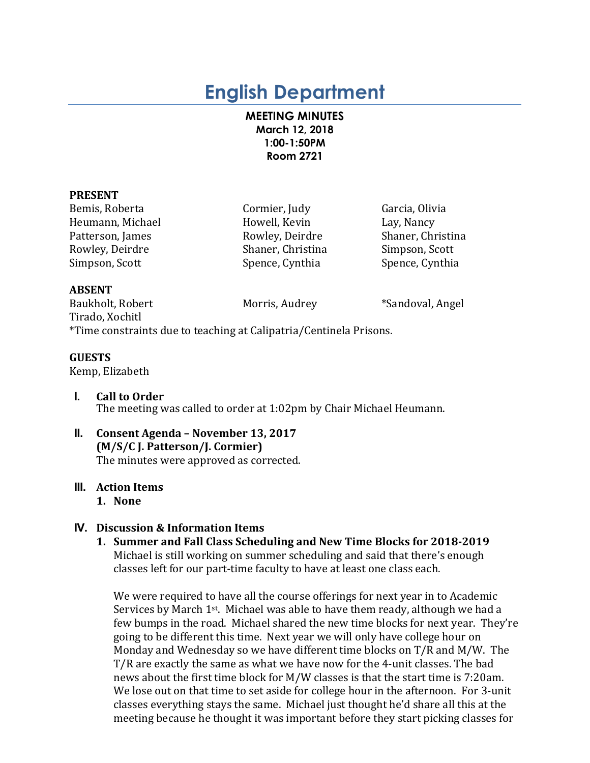# English Department

**MEETING MINUTES**
**March 12, 2018**
**1:00-1:50PM**
**Room 2721**

**PRESENT**

| | | |
|---|---|---|
| Bemis, Roberta | Cormier, Judy | Garcia, Olivia |
| Heumann, Michael | Howell, Kevin | Lay, Nancy |
| Patterson, James | Rowley, Deirdre | Shaner, Christina |
| Rowley, Deirdre | Shaner, Christina | Simpson, Scott |
| Simpson, Scott | Spence, Cynthia | Spence, Cynthia |

**ABSENT**

| | | |
|---|---|---|
| Baukholt, Robert | Morris, Audrey | *Sandoval, Angel |
| Tirado, Xochitl | | |

*Time constraints due to teaching at Calipatria/Centinela Prisons.

**GUESTS**

Kemp, Elizabeth

**I. Call to Order**

The meeting was called to order at 1:02pm by Chair Michael Heumann.

**II. Consent Agenda – November 13, 2017**
**(M/S/C J. Patterson/J. Cormier)**

The minutes were approved as corrected.

**III. Action Items**

1. **None**

**IV. Discussion & Information Items**

1. **Summer and Fall Class Scheduling and New Time Blocks for 2018-2019**

   Michael is still working on summer scheduling and said that there's enough classes left for our part-time faculty to have at least one class each.

   We were required to have all the course offerings for next year in to Academic Services by March 1st. Michael was able to have them ready, although we had a few bumps in the road. Michael shared the new time blocks for next year. They're going to be different this time. Next year we will only have college hour on Monday and Wednesday so we have different time blocks on T/R and M/W. The T/R are exactly the same as what we have now for the 4-unit classes. The bad news about the first time block for M/W classes is that the start time is 7:20am. We lose out on that time to set aside for college hour in the afternoon. For 3-unit classes everything stays the same. Michael just thought he'd share all this at the meeting because he thought it was important before they start picking classes for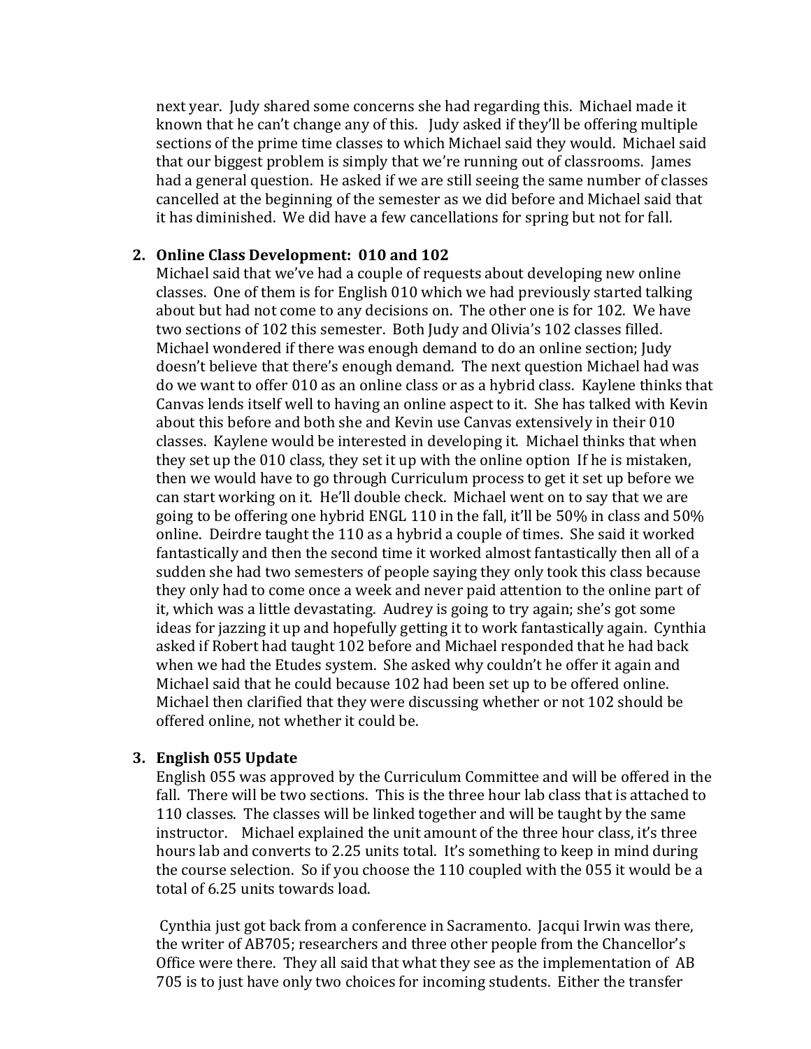next year. Judy shared some concerns she had regarding this. Michael made it known that he can't change any of this. Judy asked if they'll be offering multiple sections of the prime time classes to which Michael said they would. Michael said that our biggest problem is simply that we're running out of classrooms. James had a general question. He asked if we are still seeing the same number of classes cancelled at the beginning of the semester as we did before and Michael said that it has diminished. We did have a few cancellations for spring but not for fall.

2. **Online Class Development: 010 and 102**

   Michael said that we've had a couple of requests about developing new online classes. One of them is for English 010 which we had previously started talking about but had not come to any decisions on. The other one is for 102. We have two sections of 102 this semester. Both Judy and Olivia's 102 classes filled. Michael wondered if there was enough demand to do an online section; Judy doesn't believe that there's enough demand. The next question Michael had was do we want to offer 010 as an online class or as a hybrid class. Kaylene thinks that Canvas lends itself well to having an online aspect to it. She has talked with Kevin about this before and both she and Kevin use Canvas extensively in their 010 classes. Kaylene would be interested in developing it. Michael thinks that when they set up the 010 class, they set it up with the online option If he is mistaken, then we would have to go through Curriculum process to get it set up before we can start working on it. He'll double check. Michael went on to say that we are going to be offering one hybrid ENGL 110 in the fall, it'll be 50% in class and 50% online. Deirdre taught the 110 as a hybrid a couple of times. She said it worked fantastically and then the second time it worked almost fantastically then all of a sudden she had two semesters of people saying they only took this class because they only had to come once a week and never paid attention to the online part of it, which was a little devastating. Audrey is going to try again; she's got some ideas for jazzing it up and hopefully getting it to work fantastically again. Cynthia asked if Robert had taught 102 before and Michael responded that he had back when we had the Etudes system. She asked why couldn't he offer it again and Michael said that he could because 102 had been set up to be offered online. Michael then clarified that they were discussing whether or not 102 should be offered online, not whether it could be.

3. **English 055 Update**

   English 055 was approved by the Curriculum Committee and will be offered in the fall. There will be two sections. This is the three hour lab class that is attached to 110 classes. The classes will be linked together and will be taught by the same instructor. Michael explained the unit amount of the three hour class, it's three hours lab and converts to 2.25 units total. It's something to keep in mind during the course selection. So if you choose the 110 coupled with the 055 it would be a total of 6.25 units towards load.

   Cynthia just got back from a conference in Sacramento. Jacqui Irwin was there, the writer of AB705; researchers and three other people from the Chancellor's Office were there. They all said that what they see as the implementation of AB 705 is to just have only two choices for incoming students. Either the transfer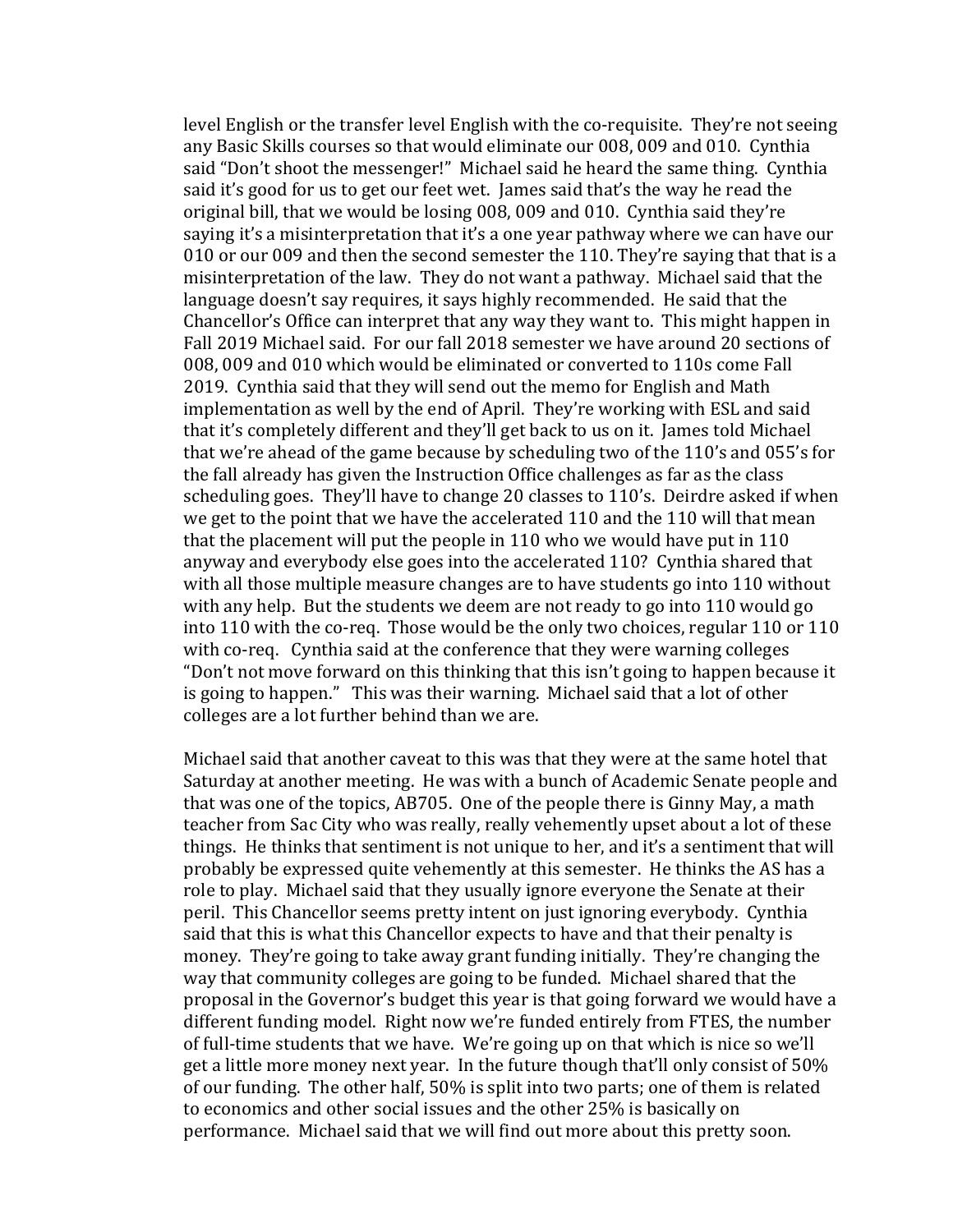level English or the transfer level English with the co-requisite. They're not seeing any Basic Skills courses so that would eliminate our 008, 009 and 010. Cynthia said "Don't shoot the messenger!" Michael said he heard the same thing. Cynthia said it's good for us to get our feet wet. James said that's the way he read the original bill, that we would be losing 008, 009 and 010. Cynthia said they're saying it's a misinterpretation that it's a one year pathway where we can have our 010 or our 009 and then the second semester the 110. They're saying that that is a misinterpretation of the law. They do not want a pathway. Michael said that the language doesn't say requires, it says highly recommended. He said that the Chancellor's Office can interpret that any way they want to. This might happen in Fall 2019 Michael said. For our fall 2018 semester we have around 20 sections of 008, 009 and 010 which would be eliminated or converted to 110s come Fall 2019. Cynthia said that they will send out the memo for English and Math implementation as well by the end of April. They're working with ESL and said that it's completely different and they'll get back to us on it. James told Michael that we're ahead of the game because by scheduling two of the 110's and 055's for the fall already has given the Instruction Office challenges as far as the class scheduling goes. They'll have to change 20 classes to 110's. Deirdre asked if when we get to the point that we have the accelerated 110 and the 110 will that mean that the placement will put the people in 110 who we would have put in 110 anyway and everybody else goes into the accelerated 110? Cynthia shared that with all those multiple measure changes are to have students go into 110 without with any help. But the students we deem are not ready to go into 110 would go into 110 with the co-req. Those would be the only two choices, regular 110 or 110 with co-req. Cynthia said at the conference that they were warning colleges "Don't not move forward on this thinking that this isn't going to happen because it is going to happen." This was their warning. Michael said that a lot of other colleges are a lot further behind than we are.

Michael said that another caveat to this was that they were at the same hotel that Saturday at another meeting. He was with a bunch of Academic Senate people and that was one of the topics, AB705. One of the people there is Ginny May, a math teacher from Sac City who was really, really vehemently upset about a lot of these things. He thinks that sentiment is not unique to her, and it's a sentiment that will probably be expressed quite vehemently at this semester. He thinks the AS has a role to play. Michael said that they usually ignore everyone the Senate at their peril. This Chancellor seems pretty intent on just ignoring everybody. Cynthia said that this is what this Chancellor expects to have and that their penalty is money. They're going to take away grant funding initially. They're changing the way that community colleges are going to be funded. Michael shared that the proposal in the Governor's budget this year is that going forward we would have a different funding model. Right now we're funded entirely from FTES, the number of full-time students that we have. We're going up on that which is nice so we'll get a little more money next year. In the future though that'll only consist of 50% of our funding. The other half, 50% is split into two parts; one of them is related to economics and other social issues and the other 25% is basically on performance. Michael said that we will find out more about this pretty soon.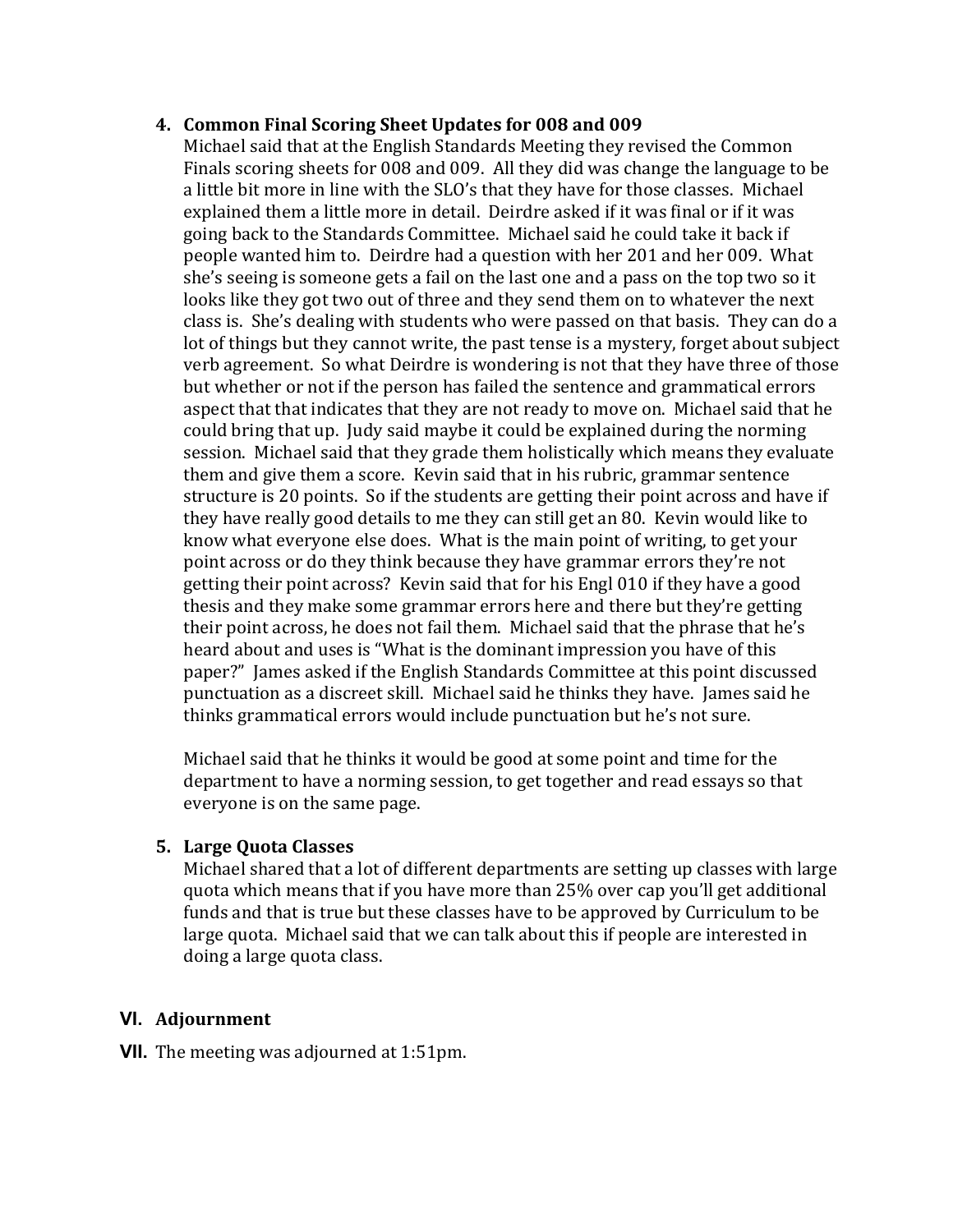4. **Common Final Scoring Sheet Updates for 008 and 009**
   Michael said that at the English Standards Meeting they revised the Common Finals scoring sheets for 008 and 009. All they did was change the language to be a little bit more in line with the SLO's that they have for those classes. Michael explained them a little more in detail. Deirdre asked if it was final or if it was going back to the Standards Committee. Michael said he could take it back if people wanted him to. Deirdre had a question with her 201 and her 009. What she's seeing is someone gets a fail on the last one and a pass on the top two so it looks like they got two out of three and they send them on to whatever the next class is. She's dealing with students who were passed on that basis. They can do a lot of things but they cannot write, the past tense is a mystery, forget about subject verb agreement. So what Deirdre is wondering is not that they have three of those but whether or not if the person has failed the sentence and grammatical errors aspect that that indicates that they are not ready to move on. Michael said that he could bring that up. Judy said maybe it could be explained during the norming session. Michael said that they grade them holistically which means they evaluate them and give them a score. Kevin said that in his rubric, grammar sentence structure is 20 points. So if the students are getting their point across and have if they have really good details to me they can still get an 80. Kevin would like to know what everyone else does. What is the main point of writing, to get your point across or do they think because they have grammar errors they're not getting their point across? Kevin said that for his Engl 010 if they have a good thesis and they make some grammar errors here and there but they're getting their point across, he does not fail them. Michael said that the phrase that he's heard about and uses is "What is the dominant impression you have of this paper?" James asked if the English Standards Committee at this point discussed punctuation as a discreet skill. Michael said he thinks they have. James said he thinks grammatical errors would include punctuation but he's not sure.

   Michael said that he thinks it would be good at some point and time for the department to have a norming session, to get together and read essays so that everyone is on the same page.

5. **Large Quota Classes**
   Michael shared that a lot of different departments are setting up classes with large quota which means that if you have more than 25% over cap you'll get additional funds and that is true but these classes have to be approved by Curriculum to be large quota. Michael said that we can talk about this if people are interested in doing a large quota class.

## VI. Adjournment

**VII.** The meeting was adjourned at 1:51pm.